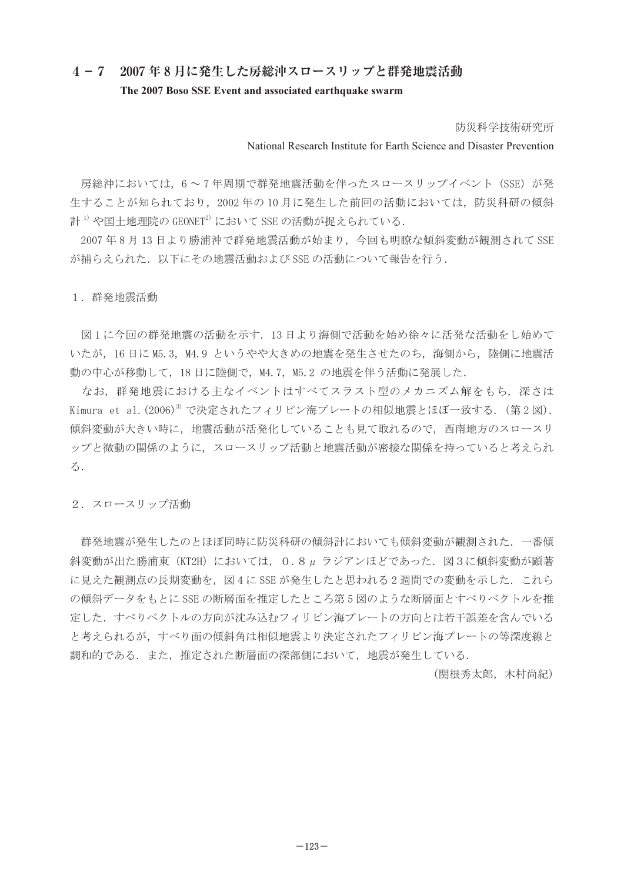# ４－７　2007 年 8 月に発生した房総沖スロースリップと群発地震活動

**The 2007 Boso SSE Event and associated earthquake swarm**

防災科学技術研究所

National Research Institute for Earth Science and Disaster Prevention

房総沖においては，6～7 年周期で群発地震活動を伴ったスロースリップイベント（SSE）が発生することが知られており，2002 年の 10 月に発生した前回の活動においては，防災科研の傾斜計[1]や国土地理院の GEONET[2]において SSE の活動が捉えられている．

2007 年 8 月 13 日より勝浦沖で群発地震活動が始まり，今回も明瞭な傾斜変動が観測されて SSE が捕らえられた．以下にその地震活動および SSE の活動について報告を行う．

## １．群発地震活動

図 1 に今回の群発地震の活動を示す．13 日より海側で活動を始め徐々に活発な活動をし始めていたが，16 日に M5.3，M4.9 というやや大きめの地震を発生させたのち，海側から，陸側に地震活動の中心が移動して，18 日に陸側で，M4.7，M5.2 の地震を伴う活動に発展した．

なお，群発地震における主なイベントはすべてスラスト型のメカニズム解をもち，深さは Kimura et al.(2006)[3]で決定されたフィリピン海プレートの相似地震とほぼ一致する．(第 2 図)．傾斜変動が大きい時に，地震活動が活発化していることも見て取れるので，西南地方のスロースリップと微動の関係のように，スロースリップ活動と地震活動が密接な関係を持っていると考えられる．

## ２．スロースリップ活動

群発地震が発生したのとほぼ同時に防災科研の傾斜計においても傾斜変動が観測された．一番傾斜変動が出た勝浦東（KT2H）においては，０．８μラジアンほどであった．図 3 に傾斜変動が顕著に見えた観測点の長期変動を，図 4 に SSE が発生したと思われる 2 週間での変動を示した．これらの傾斜データをもとに SSE の断層面を推定したところ第 5 図のような断層面とすべりベクトルを推定した．すべりベクトルの方向が沈み込むフィリピン海プレートの方向とは若干誤差を含んでいると考えられるが，すべり面の傾斜角は相似地震より決定されたフィリピン海プレートの等深度線と調和的である．また，推定された断層面の深部側において，地震が発生している．

（関根秀太郎，木村尚紀）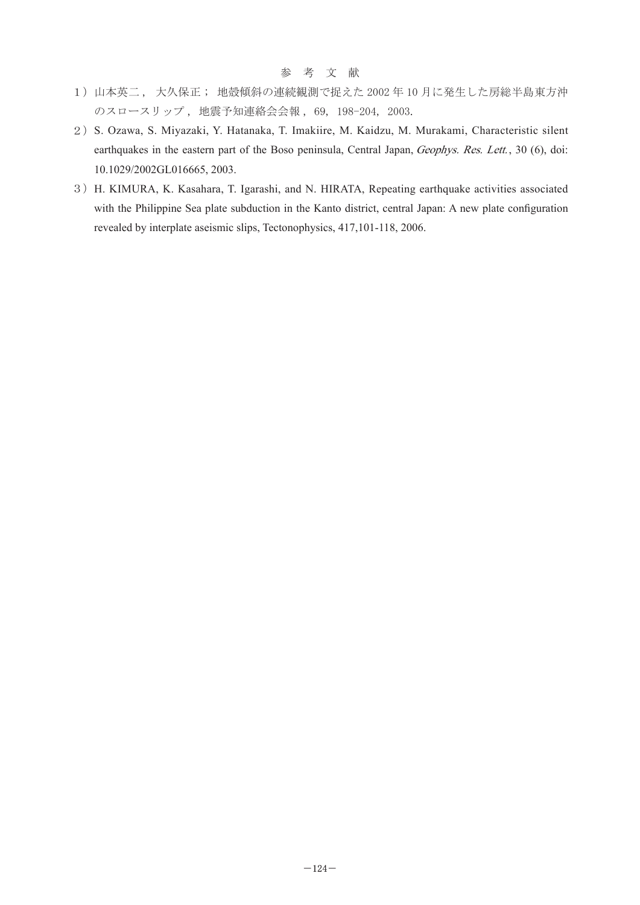## 参 考 文 献

1）山本英二，大久保正；地殻傾斜の連続観測で捉えた 2002 年 10 月に発生した房総半島東方沖のスロースリップ，地震予知連絡会会報，69，198-204，2003.

2）S. Ozawa, S. Miyazaki, Y. Hatanaka, T. Imakiire, M. Kaidzu, M. Murakami, Characteristic silent earthquakes in the eastern part of the Boso peninsula, Central Japan, *Geophys. Res. Lett.*, 30 (6), doi: 10.1029/2002GL016665, 2003.

3）H. KIMURA, K. Kasahara, T. Igarashi, and N. HIRATA, Repeating earthquake activities associated with the Philippine Sea plate subduction in the Kanto district, central Japan: A new plate configuration revealed by interplate aseismic slips, Tectonophysics, 417,101-118, 2006.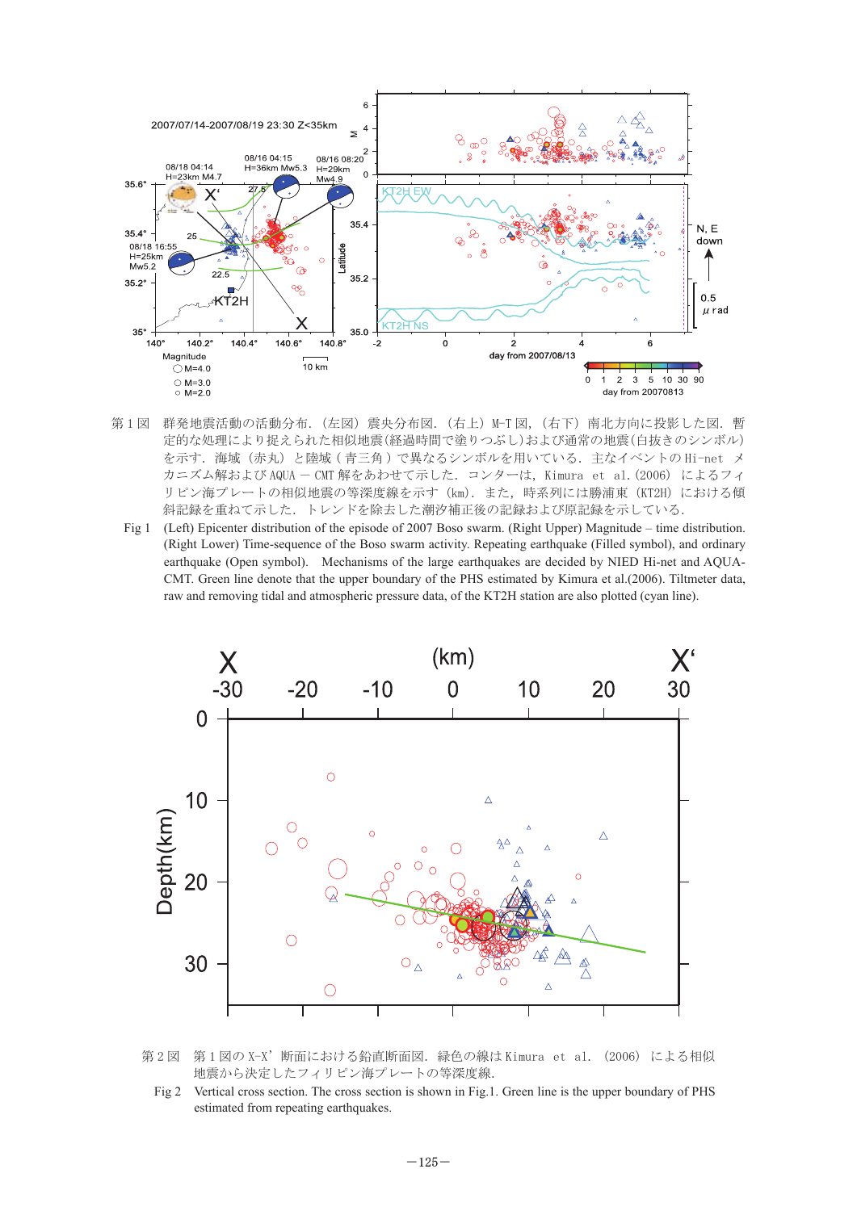第 1 図　群発地震活動の活動分布.（左図）震央分布図.（右上）M-T 図,（右下）南北方向に投影した図. 暫定的な処理により捉えられた相似地震(経過時間で塗りつぶし)および通常の地震(白抜きのシンボル)を示す. 海域（赤丸）と陸域（青三角）で異なるシンボルを用いている. 主なイベントの Hi-net メカニズム解および AQUA － CMT 解をあわせて示した. コンターは, Kimura et al.(2006) によるフィリピン海プレートの相似地震の等深度線を示す（km）. また, 時系列には勝浦東（KT2H）における傾斜記録を重ねて示した. トレンドを除去した潮汐補正後の記録および原記録を示している.

Fig 1　(Left) Epicenter distribution of the episode of 2007 Boso swarm. (Right Upper) Magnitude – time distribution. (Right Lower) Time-sequence of the Boso swarm activity. Repeating earthquake (Filled symbol), and ordinary earthquake (Open symbol).　Mechanisms of the large earthquakes are decided by NIED Hi-net and AQUA-CMT. Green line denote that the upper boundary of the PHS estimated by Kimura et al.(2006). Tiltmeter data, raw and removing tidal and atmospheric pressure data, of the KT2H station are also plotted (cyan line).

第 2 図　第 1 図の X-X’ 断面における鉛直断面図. 緑色の線は Kimura et al. (2006) による相似地震から決定したフィリピン海プレートの等深度線.

Fig 2　Vertical cross section. The cross section is shown in Fig.1. Green line is the upper boundary of PHS estimated from repeating earthquakes.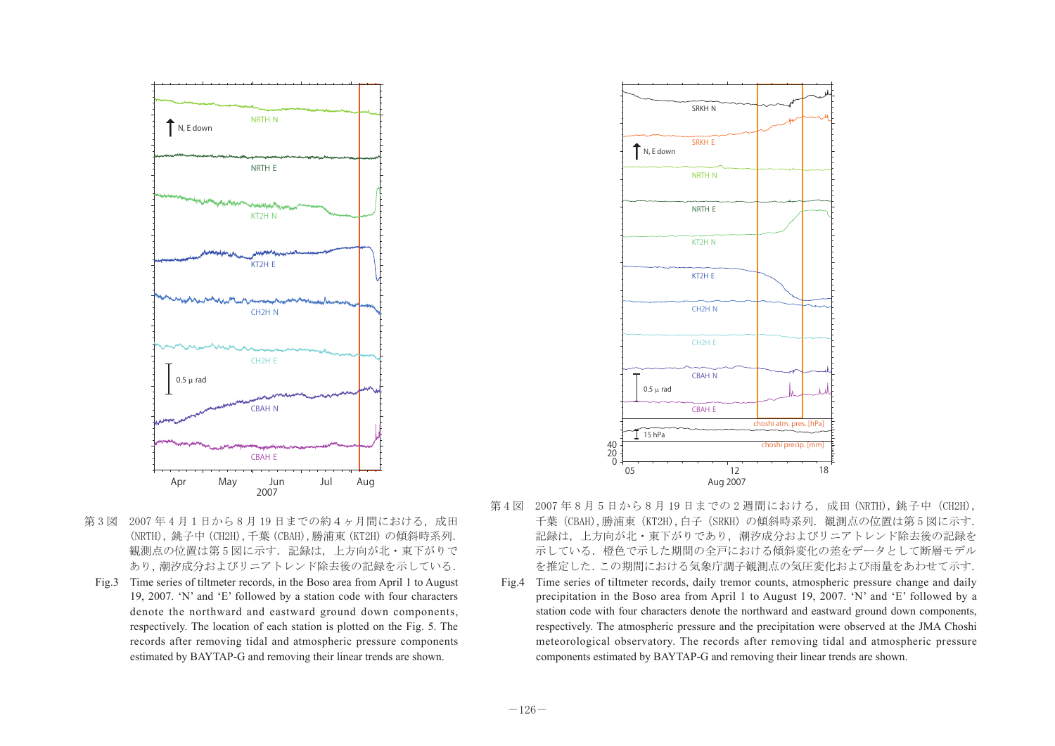第 3 図　2007 年 4 月 1 日から 8 月 19 日までの約 4 ヶ月間における，成田 (NRTH)，銚子中 (CH2H)，千葉 (CBAH)，勝浦東 (KT2H) の傾斜時系列．観測点の位置は第 5 図に示す．記録は，上方向が北・東下がりであり，潮汐成分およびリニアトレンド除去後の記録を示している．

Fig.3　Time series of tiltmeter records, in the Boso area from April 1 to August 19, 2007. 'N' and 'E' followed by a station code with four characters denote the northward and eastward ground down components, respectively. The location of each station is plotted on the Fig. 5. The records after removing tidal and atmospheric pressure components estimated by BAYTAP-G and removing their linear trends are shown.

第 4 図　2007 年 8 月 5 日から 8 月 19 日までの 2 週間における，成田 (NRTH)，銚子中 (CH2H)，千葉 (CBAH)，勝浦東 (KT2H)，白子 (SRKH) の傾斜時系列．観測点の位置は第 5 図に示す．記録は，上方向が北・東下がりであり，潮汐成分およびリニアトレンド除去後の記録を示している．橙色で示した期間の全戸における傾斜変化の差をデータとして断層モデルを推定した．この期間における気象庁調子観測点の気圧変化および雨量をあわせて示す．

Fig.4　Time series of tiltmeter records, daily tremor counts, atmospheric pressure change and daily precipitation in the Boso area from April 1 to August 19, 2007. 'N' and 'E' followed by a station code with four characters denote the northward and eastward ground down components, respectively. The atmospheric pressure and the precipitation were observed at the JMA Choshi meteorological observatory. The records after removing tidal and atmospheric pressure components estimated by BAYTAP-G and removing their linear trends are shown.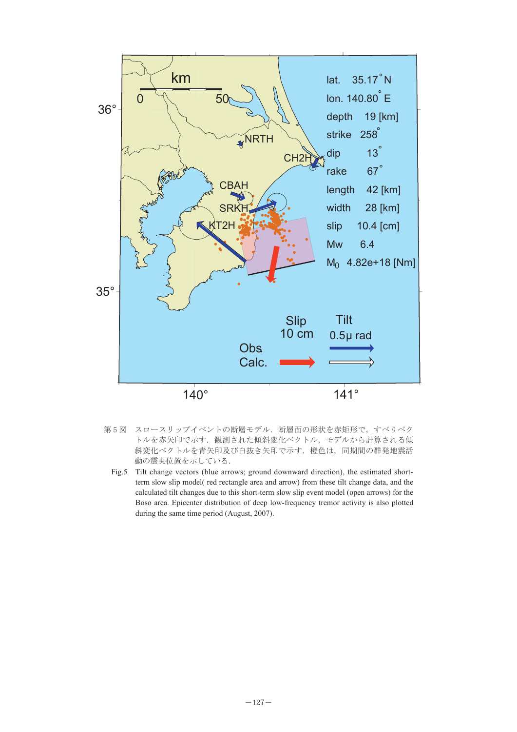km

0

50

36°

35°

140°

141°

NRTH

CH2H

CBAH

SRKH

KT2H

lat. 35.17°N

lon. 140.80° E

depth 19 [km]

strike 258°

dip 13°

rake 67°

length 42 [km]

width 28 [km]

slip 10.4 [cm]

Mw 6.4

$M_0$ 4.82e+18 [Nm]

Slip 10 cm

Tilt 0.5μ rad

Obs.

Calc.

第５図　スロースリップイベントの断層モデル．断層面の形状を赤矩形で，すべりベクトルを赤矢印で示す．観測された傾斜変化ベクトル，モデルから計算される傾斜変化ベクトルを青矢印及び白抜き矢印で示す．橙色は，同期間の群発地震活動の震央位置を示している．

Fig.5　Tilt change vectors (blue arrows; ground downward direction), the estimated short-term slow slip model( red rectangle area and arrow) from these tilt change data, and the calculated tilt changes due to this short-term slow slip event model (open arrows) for the Boso area. Epicenter distribution of deep low-frequency tremor activity is also plotted during the same time period (August, 2007).